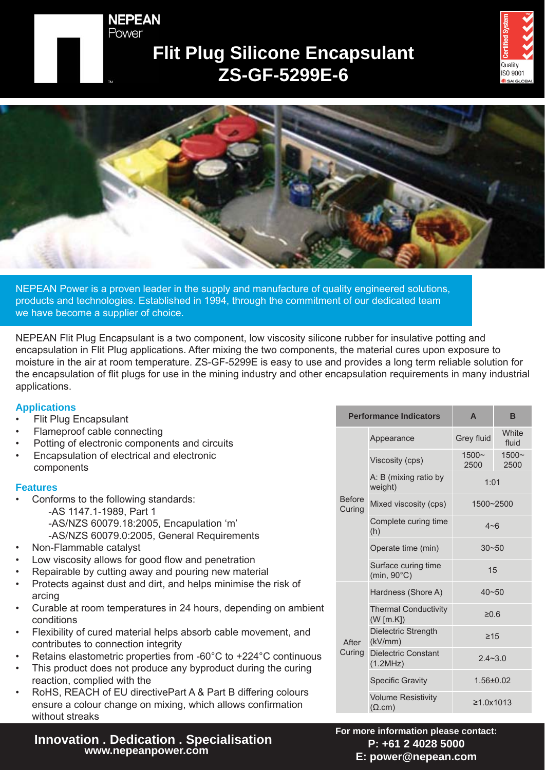# Flit Plug Silicone Encapsulant ZS-GF-5299E-6

NEPEAN Power is a proven leader in the supply and manufacture of quality engineered solutions, products and technologies. Established in 1994, through the commitment of our dedicated team we have become a supplier of choice.

NEPEAN Flit Plug Encapsulant is a two component, low viscosity silicone rubber for insulative potting and encapsulation in Flit Plug applications. After mixing the two components, the material cures upon exposure to moisture in the air at room temperature. ZS-GF-5299E is easy to use and provides a long term reliable solution for the encapsulation of flit plugs for use in the mining industry and other encapsulation requirements in many industrial applications.

## Applications

- Flit Plug Encapsulant
- Flameproof cable connecting
- Potting of electronic components and circuits
- Encapsulation of electrical and electronic components

## Features

- Conforms to the following standards:
  - -AS 1147.1-1989, Part 1
  - -AS/NZS 60079.18:2005, Encapulation 'm'
  - -AS/NZS 60079.0:2005, General Requirements
- Non-Flammable catalyst
- Low viscosity allows for good flow and penetration
- Repairable by cutting away and pouring new material
- Protects against dust and dirt, and helps minimise the risk of arcing
- Curable at room temperatures in 24 hours, depending on ambient conditions
- Flexibility of cured material helps absorb cable movement, and contributes to connection integrity
- Retains elastometric properties from -60°C to +224°C continuous
- This product does not produce any byproduct during the curing reaction, complied with the
- RoHS, REACH of EU directivePart A & Part B differing colours ensure a colour change on mixing, which allows confirmation without streaks

| Performance Indicators | | A | B |
|---|---|---|---|
| Before Curing | Appearance | Grey fluid | White fluid |
| | Viscosity (cps) | 1500~2500 | 1500~2500 |
| | A: B (mixing ratio by weight) | 1:01 | |
| | Mixed viscosity (cps) | 1500~2500 | |
| | Complete curing time (h) | 4~6 | |
| | Operate time (min) | 30~50 | |
| | Surface curing time (min, 90°C) | 15 | |
| After Curing | Hardness (Shore A) | 40~50 | |
| | Thermal Conductivity (W [m.K]) | ≥0.6 | |
| | Dielectric Strength (kV/mm) | ≥15 | |
| | Dielectric Constant (1.2MHz) | 2.4~3.0 | |
| | Specific Gravity | 1.56±0.02 | |
| | Volume Resistivity (Ω.cm) | ≥1.0x1013 | |

**Innovation . Dedication . Specialisation**
**www.nepeanpower.com**

**For more information please contact:**
**P: +61 2 4028 5000**
**E: power@nepean.com**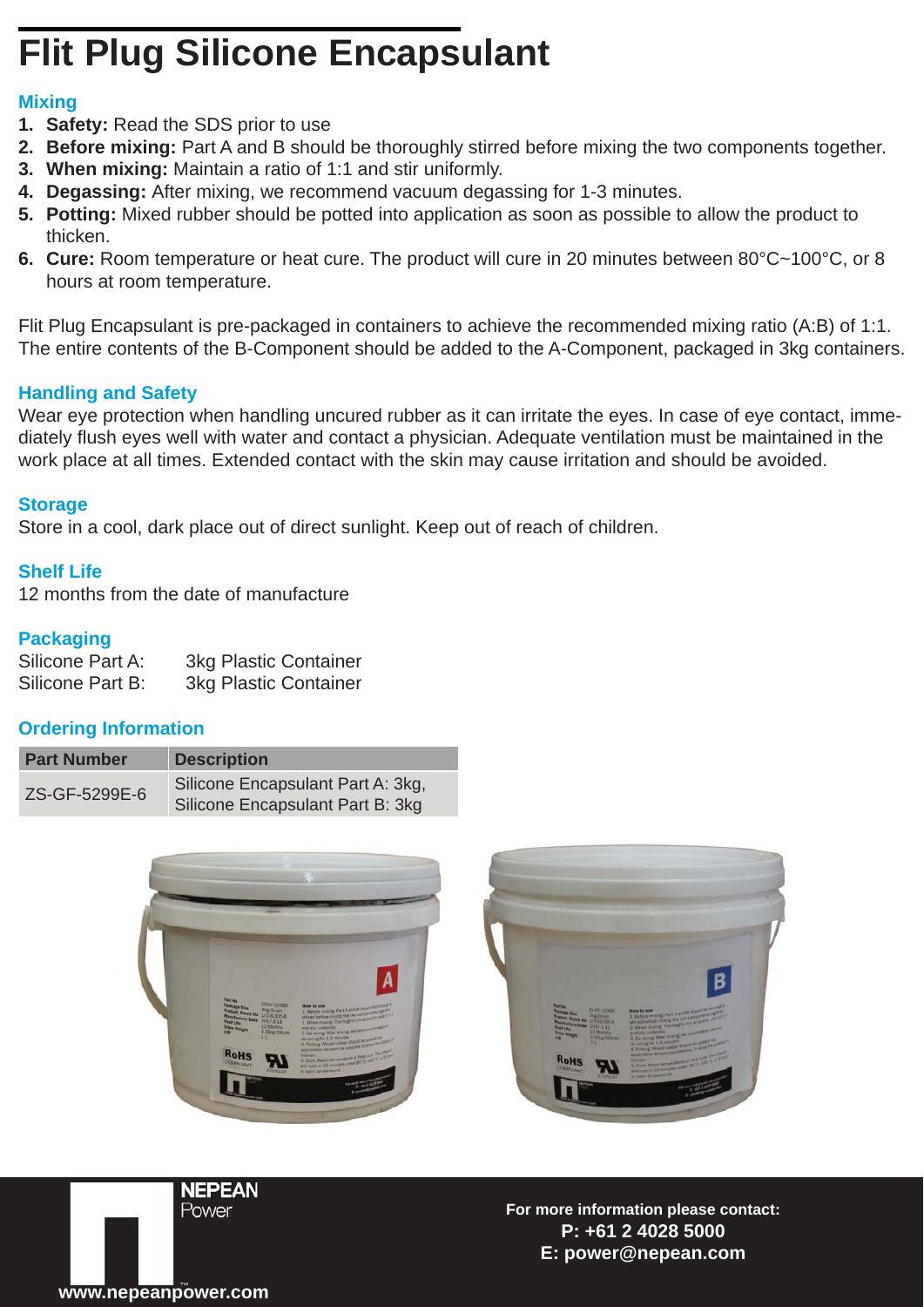# Flit Plug Silicone Encapsulant

## Mixing

1. **Safety:** Read the SDS prior to use
2. **Before mixing:** Part A and B should be thoroughly stirred before mixing the two components together.
3. **When mixing:** Maintain a ratio of 1:1 and stir uniformly.
4. **Degassing:** After mixing, we recommend vacuum degassing for 1-3 minutes.
5. **Potting:** Mixed rubber should be potted into application as soon as possible to allow the product to thicken.
6. **Cure:** Room temperature or heat cure. The product will cure in 20 minutes between 80°C~100°C, or 8 hours at room temperature.

Flit Plug Encapsulant is pre-packaged in containers to achieve the recommended mixing ratio (A:B) of 1:1. The entire contents of the B-Component should be added to the A-Component, packaged in 3kg containers.

## Handling and Safety

Wear eye protection when handling uncured rubber as it can irritate the eyes. In case of eye contact, immediately flush eyes well with water and contact a physician. Adequate ventilation must be maintained in the work place at all times. Extended contact with the skin may cause irritation and should be avoided.

## Storage

Store in a cool, dark place out of direct sunlight. Keep out of reach of children.

## Shelf Life

12 months from the date of manufacture

## Packaging

Silicone Part A: 3kg Plastic Container
Silicone Part B: 3kg Plastic Container

## Ordering Information

| Part Number | Description |
| --- | --- |
| ZS-GF-5299E-6 | Silicone Encapsulant Part A: 3kg, Silicone Encapsulant Part B: 3kg |

NEPEAN Power

www.nepeanpower.com

For more information please contact:
P: +61 2 4028 5000
E: power@nepean.com